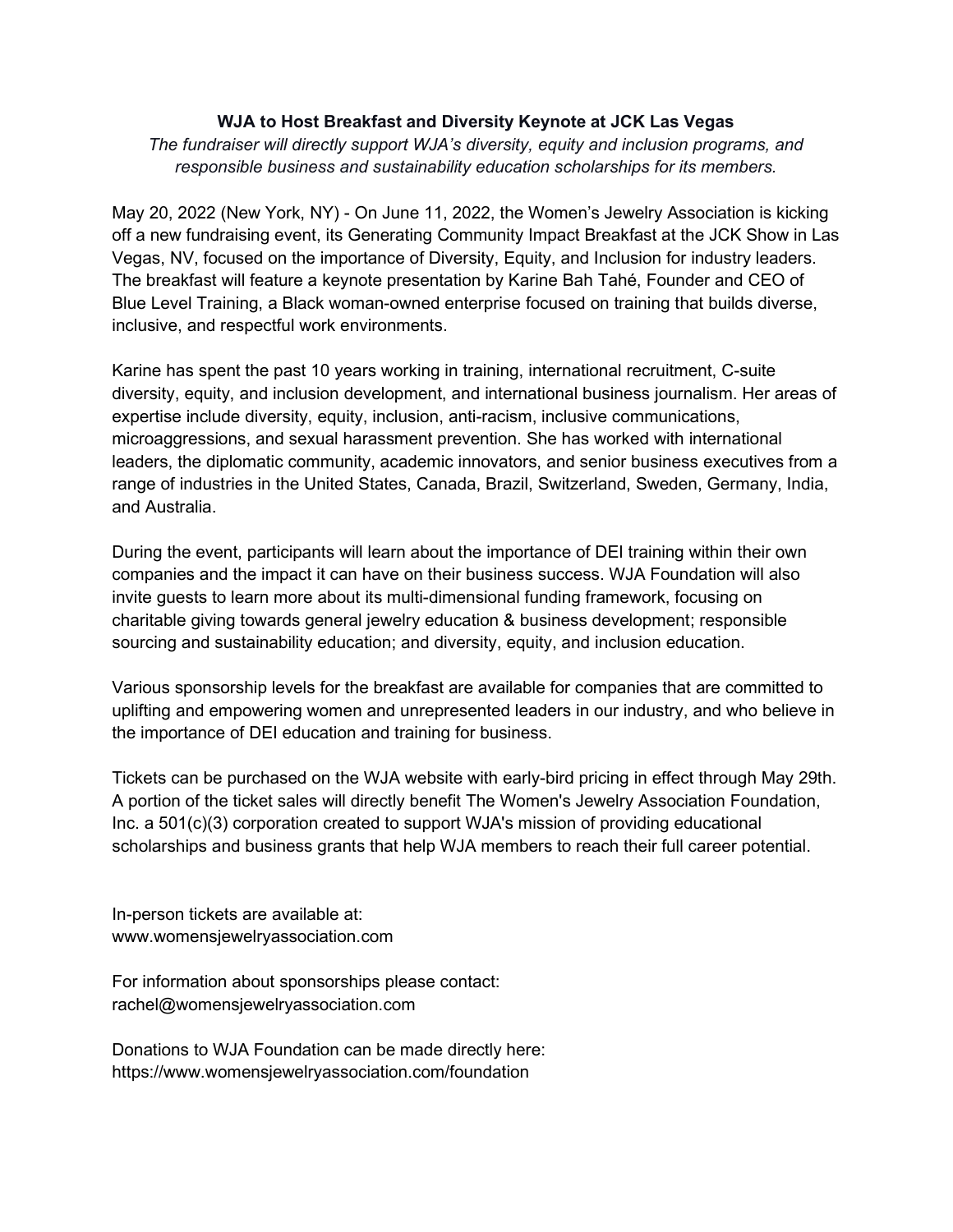**WJA to Host Breakfast and Diversity Keynote at JCK Las Vegas**

*The fundraiser will directly support WJA's diversity, equity and inclusion programs, and responsible business and sustainability education scholarships for its members.*

May 20, 2022 (New York, NY) - On June 11, 2022, the Women's Jewelry Association is kicking off a new fundraising event, its Generating Community Impact Breakfast at the JCK Show in Las Vegas, NV, focused on the importance of Diversity, Equity, and Inclusion for industry leaders. The breakfast will feature a keynote presentation by Karine Bah Tahé, Founder and CEO of Blue Level Training, a Black woman-owned enterprise focused on training that builds diverse, inclusive, and respectful work environments.

Karine has spent the past 10 years working in training, international recruitment, C-suite diversity, equity, and inclusion development, and international business journalism. Her areas of expertise include diversity, equity, inclusion, anti-racism, inclusive communications, microaggressions, and sexual harassment prevention. She has worked with international leaders, the diplomatic community, academic innovators, and senior business executives from a range of industries in the United States, Canada, Brazil, Switzerland, Sweden, Germany, India, and Australia.

During the event, participants will learn about the importance of DEI training within their own companies and the impact it can have on their business success. WJA Foundation will also invite guests to learn more about its multi-dimensional funding framework, focusing on charitable giving towards general jewelry education & business development; responsible sourcing and sustainability education; and diversity, equity, and inclusion education.

Various sponsorship levels for the breakfast are available for companies that are committed to uplifting and empowering women and unrepresented leaders in our industry, and who believe in the importance of DEI education and training for business.

Tickets can be purchased on the WJA website with early-bird pricing in effect through May 29th. A portion of the ticket sales will directly benefit The Women's Jewelry Association Foundation, Inc. a 501(c)(3) corporation created to support WJA's mission of providing educational scholarships and business grants that help WJA members to reach their full career potential.

In-person tickets are available at:
www.womensjewelryassociation.com

For information about sponsorships please contact:
rachel@womensjewelryassociation.com

Donations to WJA Foundation can be made directly here:
https://www.womensjewelryassociation.com/foundation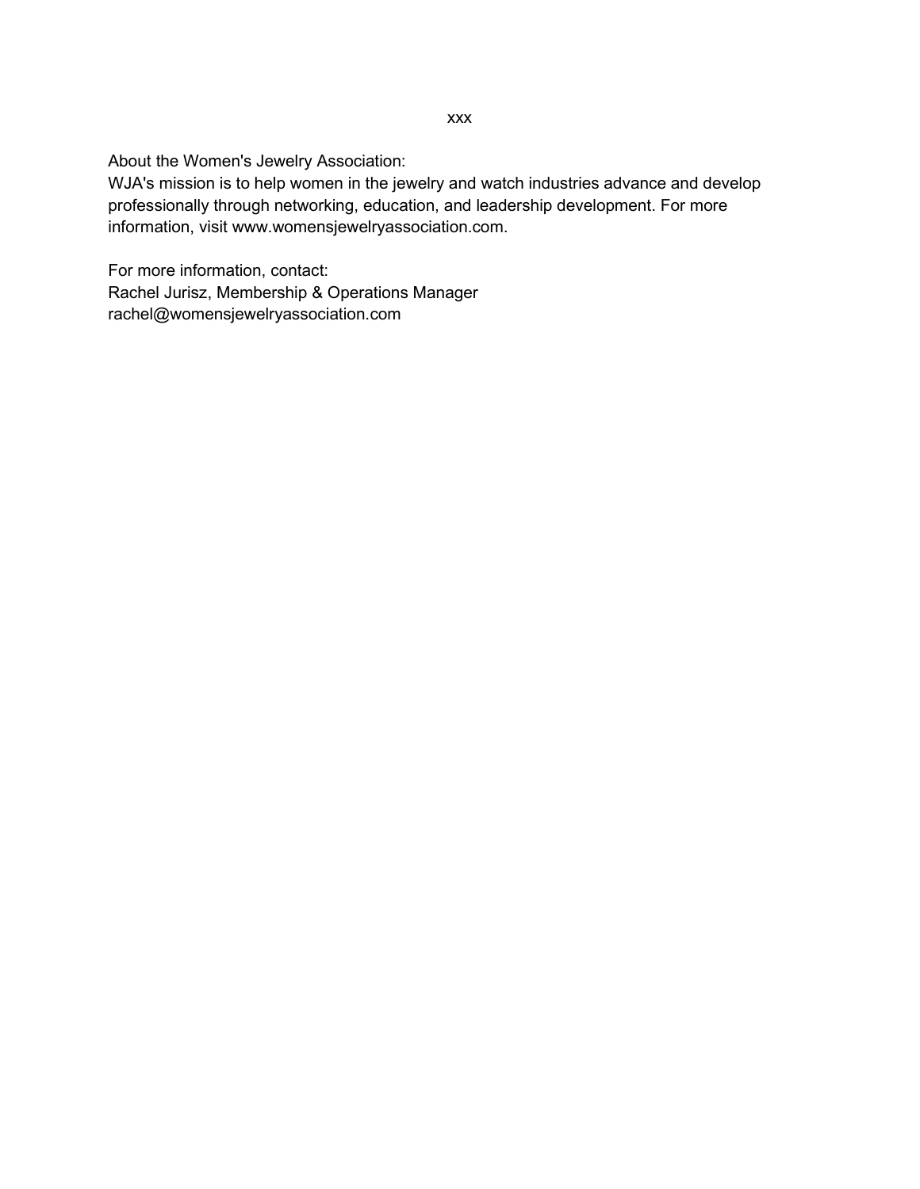xxx

About the Women's Jewelry Association:
WJA's mission is to help women in the jewelry and watch industries advance and develop professionally through networking, education, and leadership development. For more information, visit www.womensjewelryassociation.com.

For more information, contact:
Rachel Jurisz, Membership & Operations Manager
rachel@womensjewelryassociation.com